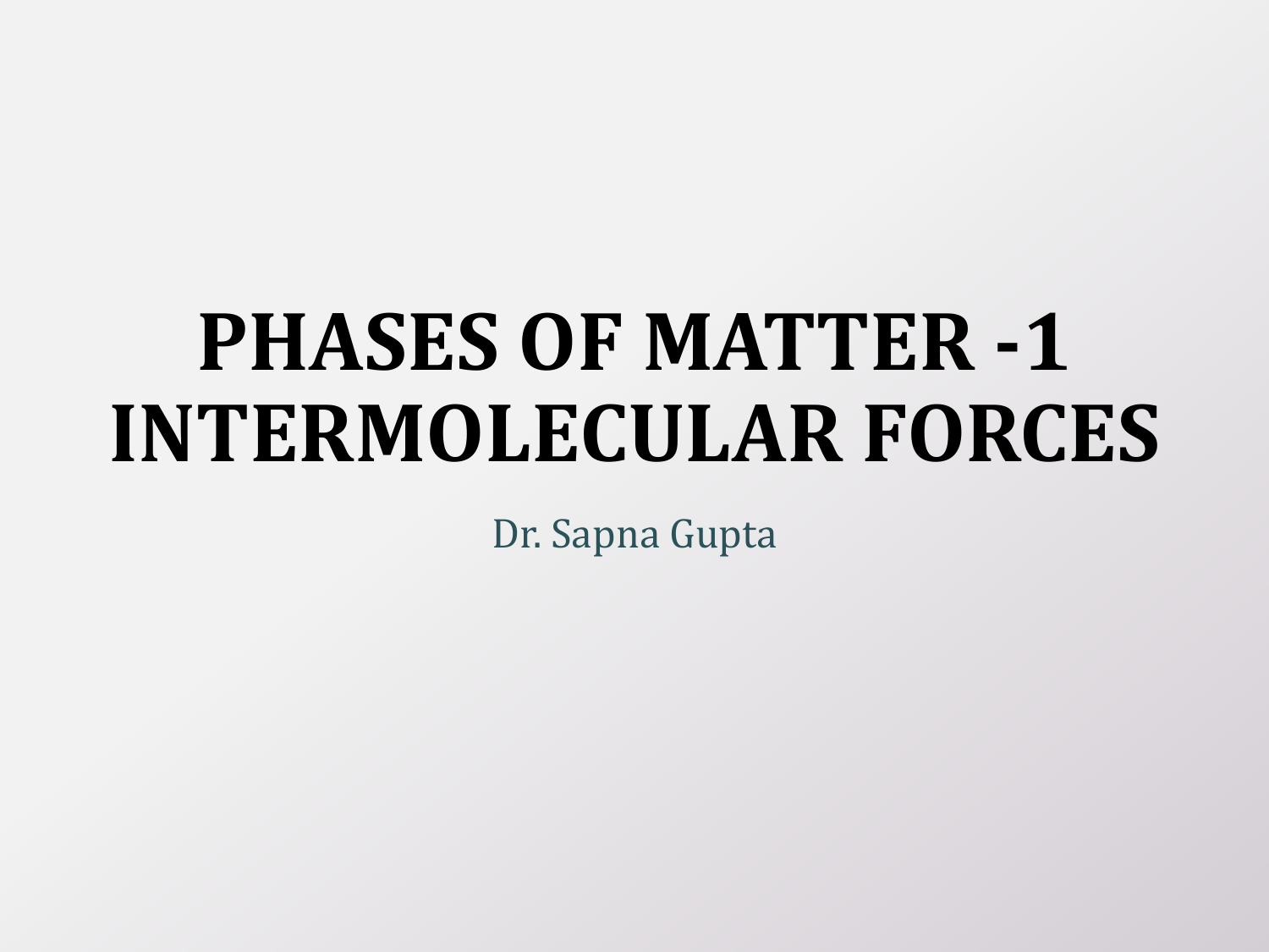# PHASES OF MATTER -1
# INTERMOLECULAR FORCES

Dr. Sapna Gupta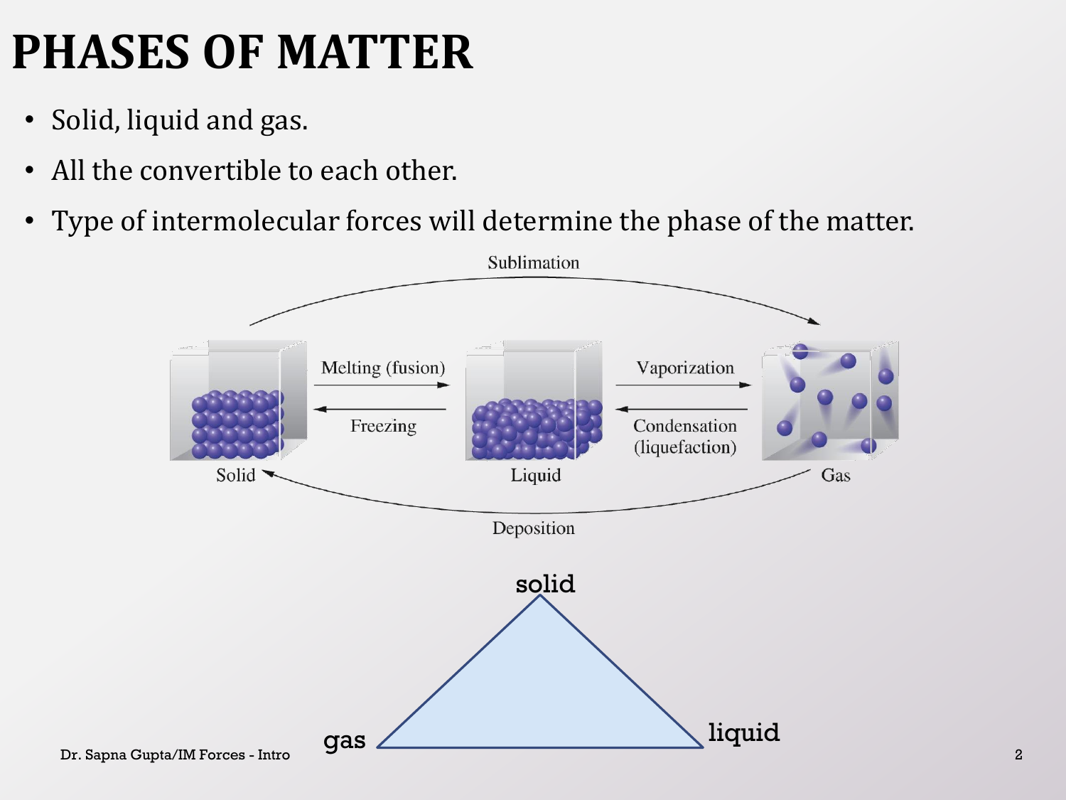# PHASES OF MATTER

- Solid, liquid and gas.
- All the convertible to each other.
- Type of intermolecular forces will determine the phase of the matter.

Sublimation

Solid — Melting (fusion) → Liquid — Vaporization → Gas

Solid ← Freezing — Liquid ← Condensation (liquefaction) — Gas

Deposition

solid

gas

liquid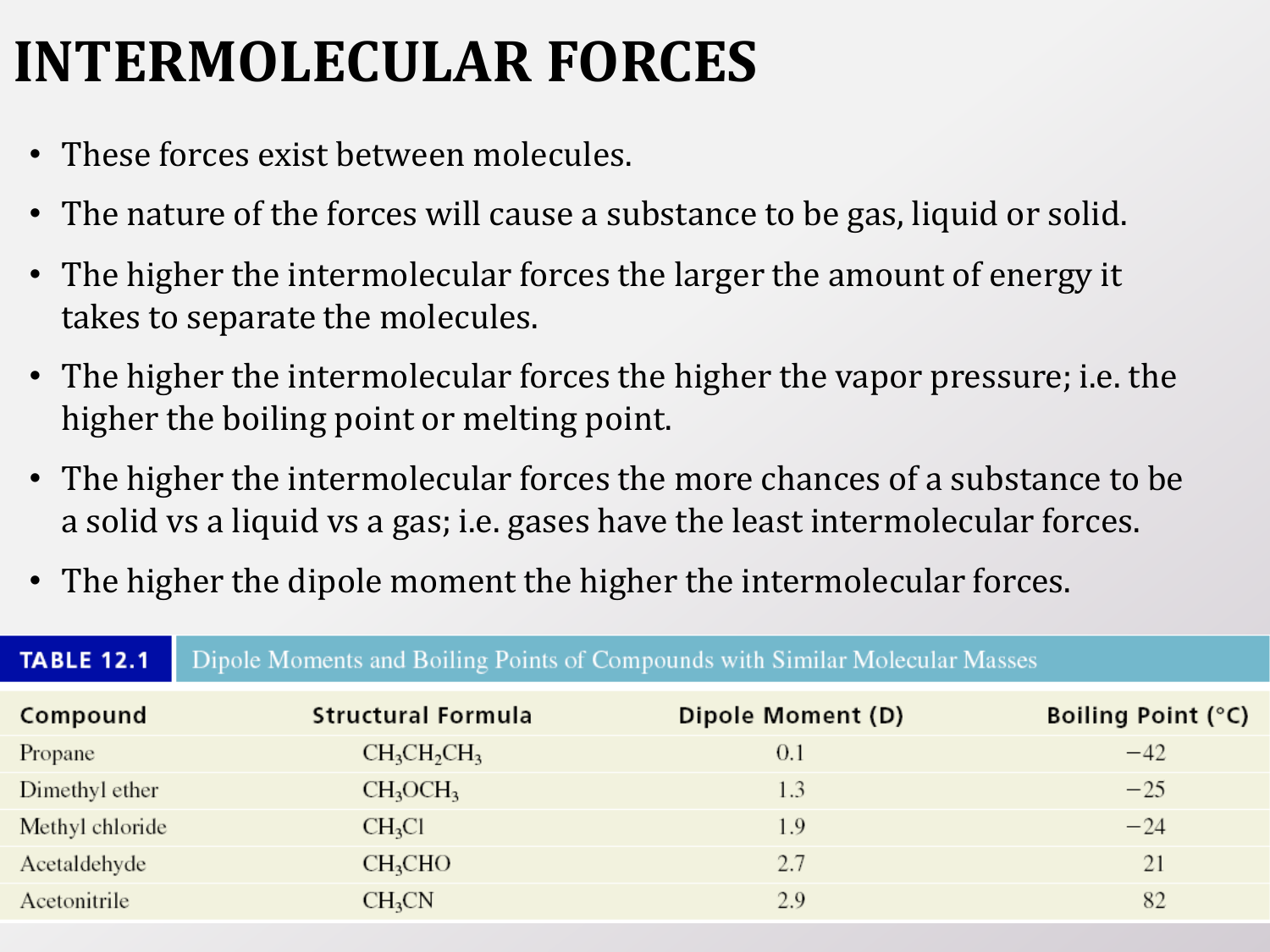# INTERMOLECULAR FORCES

- These forces exist between molecules.
- The nature of the forces will cause a substance to be gas, liquid or solid.
- The higher the intermolecular forces the larger the amount of energy it takes to separate the molecules.
- The higher the intermolecular forces the higher the vapor pressure; i.e. the higher the boiling point or melting point.
- The higher the intermolecular forces the more chances of a substance to be a solid vs a liquid vs a gas; i.e. gases have the least intermolecular forces.
- The higher the dipole moment the higher the intermolecular forces.

**TABLE 12.1** Dipole Moments and Boiling Points of Compounds with Similar Molecular Masses

| Compound | Structural Formula | Dipole Moment (D) | Boiling Point (°C) |
|---|---|---|---|
| Propane | $CH_3CH_2CH_3$ | 0.1 | −42 |
| Dimethyl ether | $CH_3OCH_3$ | 1.3 | −25 |
| Methyl chloride | $CH_3Cl$ | 1.9 | −24 |
| Acetaldehyde | $CH_3CHO$ | 2.7 | 21 |
| Acetonitrile | $CH_3CN$ | 2.9 | 82 |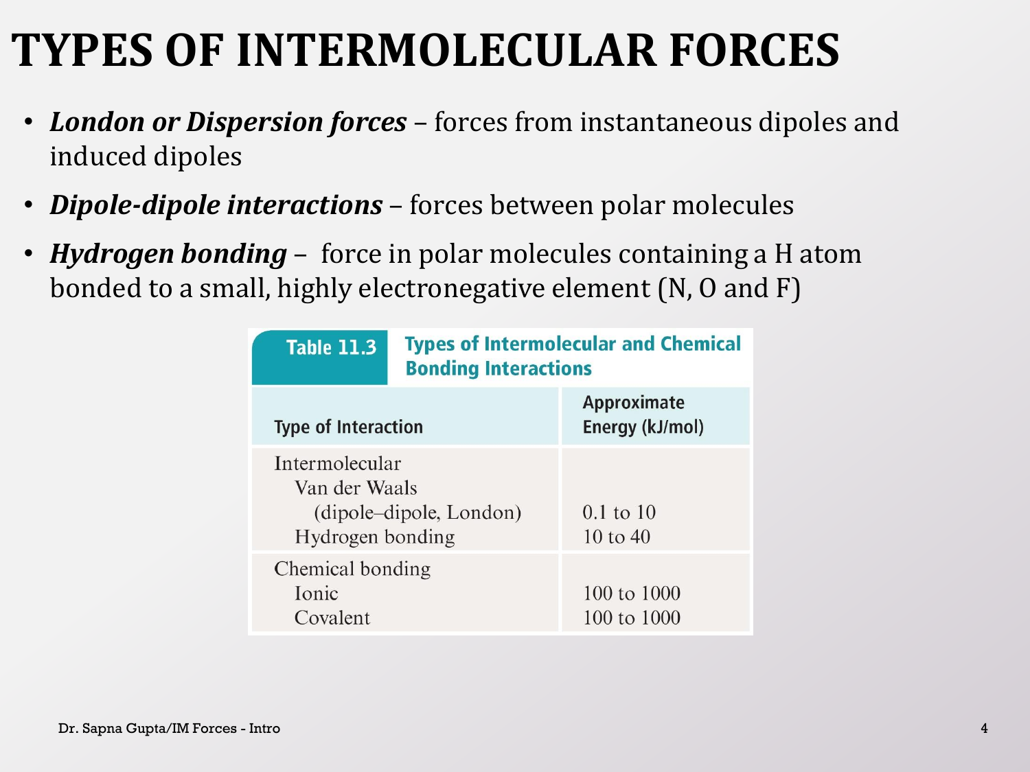# TYPES OF INTERMOLECULAR FORCES

- ***London or Dispersion forces*** – forces from instantaneous dipoles and induced dipoles
- ***Dipole-dipole interactions*** – forces between polar molecules
- ***Hydrogen bonding*** – force in polar molecules containing a H atom bonded to a small, highly electronegative element (N, O and F)

**Table 11.3 Types of Intermolecular and Chemical Bonding Interactions**

| Type of Interaction | Approximate Energy (kJ/mol) |
|---|---|
| Intermolecular | |
| Van der Waals (dipole–dipole, London) | 0.1 to 10 |
| Hydrogen bonding | 10 to 40 |
| Chemical bonding | |
| Ionic | 100 to 1000 |
| Covalent | 100 to 1000 |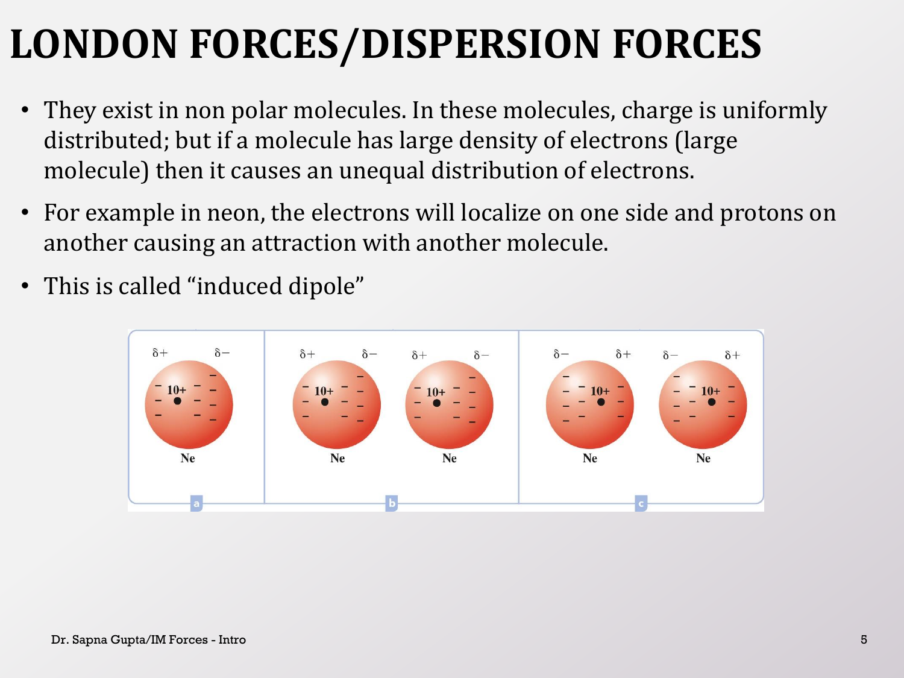# LONDON FORCES/DISPERSION FORCES

- They exist in non polar molecules. In these molecules, charge is uniformly distributed; but if a molecule has large density of electrons (large molecule) then it causes an unequal distribution of electrons.
- For example in neon, the electrons will localize on one side and protons on another causing an attraction with another molecule.
- This is called "induced dipole"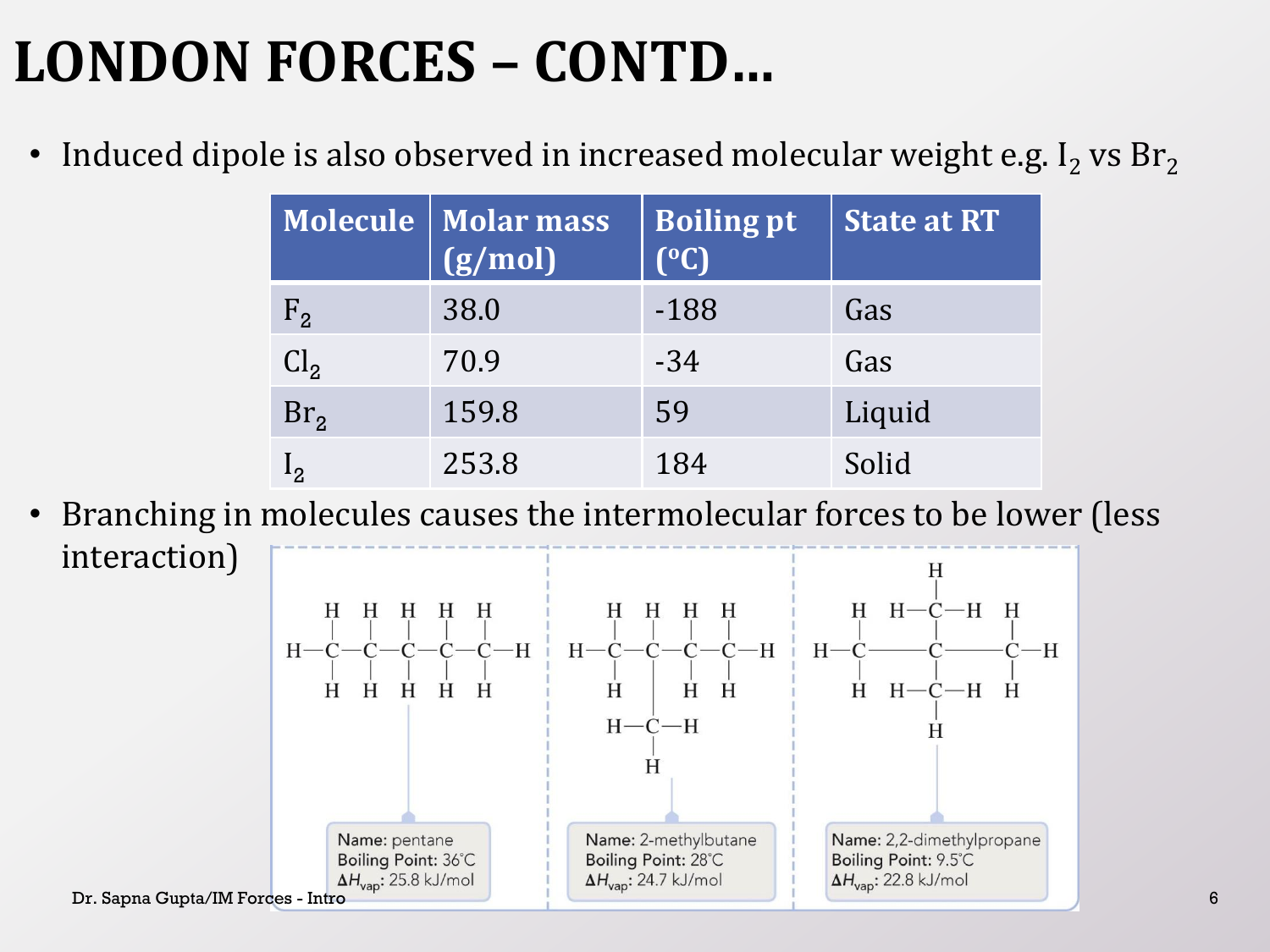# LONDON FORCES – CONTD…

- Induced dipole is also observed in increased molecular weight e.g. $I_2$ vs $Br_2$

| Molecule | Molar mass (g/mol) | Boiling pt (°C) | State at RT |
|---|---|---|---|
| $F_2$ | 38.0 | -188 | Gas |
| $Cl_2$ | 70.9 | -34 | Gas |
| $Br_2$ | 159.8 | 59 | Liquid |
| $I_2$ | 253.8 | 184 | Solid |

- Branching in molecules causes the intermolecular forces to be lower (less interaction)

Name: pentane
Boiling Point: 36°C
$\Delta H_{vap}$: 25.8 kJ/mol

Name: 2-methylbutane
Boiling Point: 28°C
$\Delta H_{vap}$: 24.7 kJ/mol

Name: 2,2-dimethylpropane
Boiling Point: 9.5°C
$\Delta H_{vap}$: 22.8 kJ/mol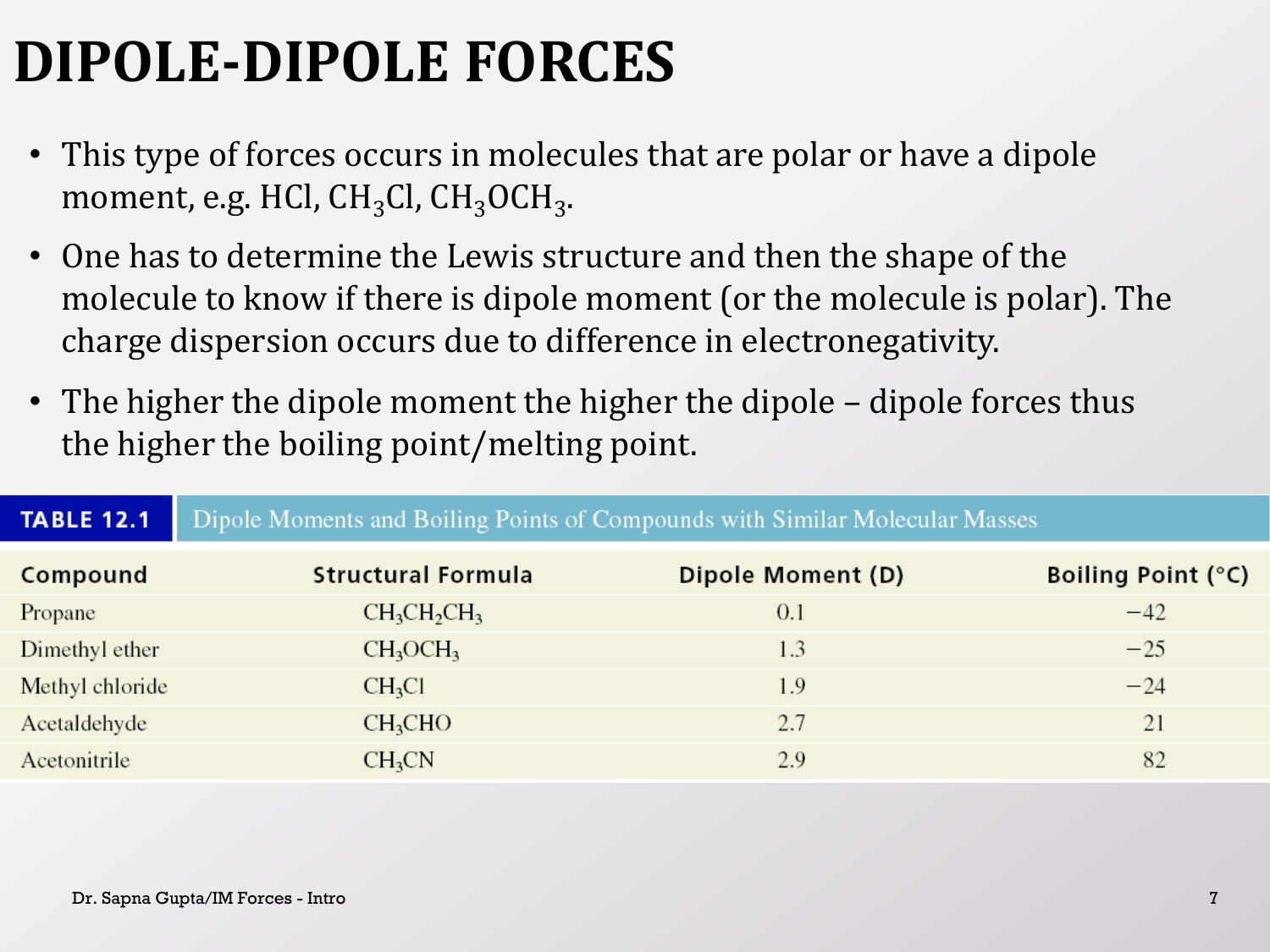# DIPOLE-DIPOLE FORCES

- This type of forces occurs in molecules that are polar or have a dipole moment, e.g. HCl, $CH_3Cl$, $CH_3OCH_3$.
- One has to determine the Lewis structure and then the shape of the molecule to know if there is dipole moment (or the molecule is polar). The charge dispersion occurs due to difference in electronegativity.
- The higher the dipole moment the higher the dipole – dipole forces thus the higher the boiling point/melting point.

**TABLE 12.1** Dipole Moments and Boiling Points of Compounds with Similar Molecular Masses

| Compound | Structural Formula | Dipole Moment (D) | Boiling Point (°C) |
|---|---|---|---|
| Propane | $CH_3CH_2CH_3$ | 0.1 | −42 |
| Dimethyl ether | $CH_3OCH_3$ | 1.3 | −25 |
| Methyl chloride | $CH_3Cl$ | 1.9 | −24 |
| Acetaldehyde | $CH_3CHO$ | 2.7 | 21 |
| Acetonitrile | $CH_3CN$ | 2.9 | 82 |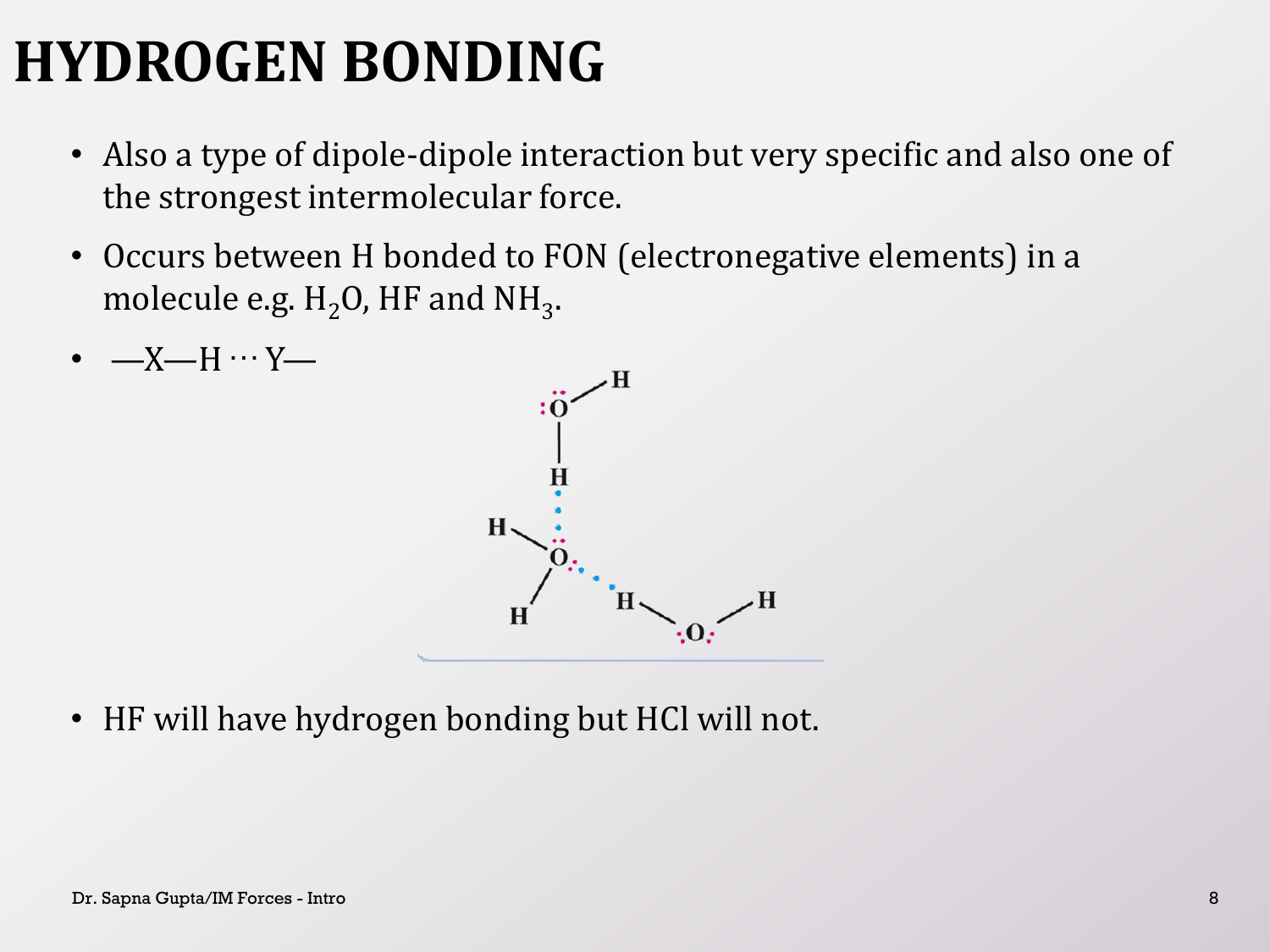# HYDROGEN BONDING

- Also a type of dipole-dipole interaction but very specific and also one of the strongest intermolecular force.
- Occurs between H bonded to FON (electronegative elements) in a molecule e.g. $H_2O$, HF and $NH_3$.
- —X—H ··· Y—
- HF will have hydrogen bonding but HCl will not.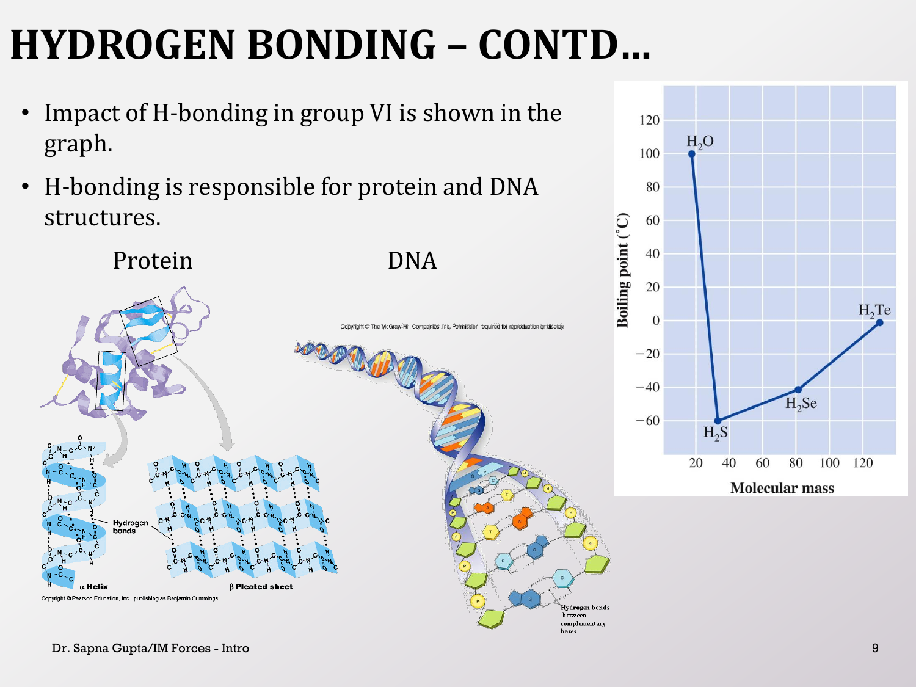# HYDROGEN BONDING – CONTD…

- Impact of H-bonding in group VI is shown in the graph.
- H-bonding is responsible for protein and DNA structures.

Protein

DNA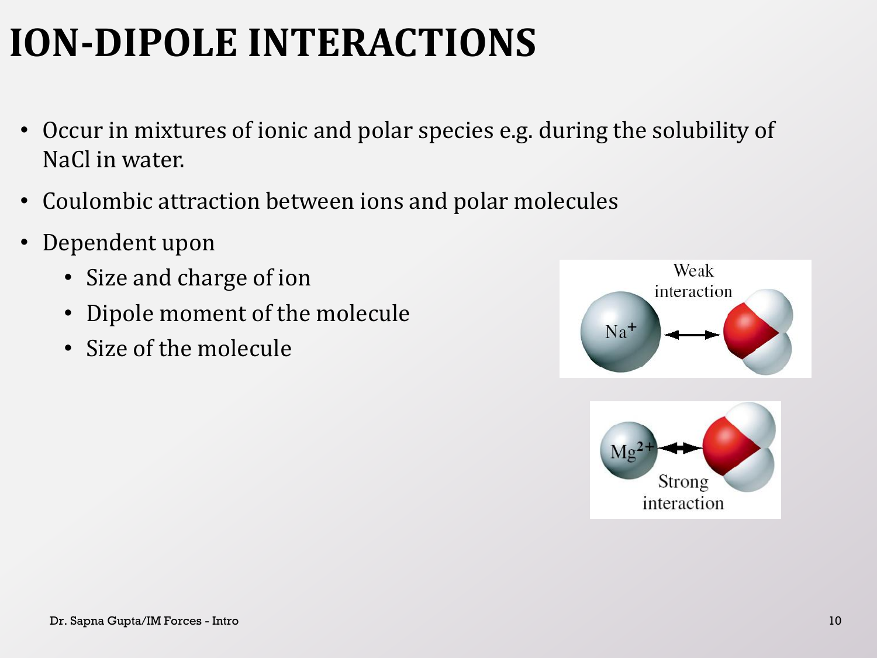# ION-DIPOLE INTERACTIONS

- Occur in mixtures of ionic and polar species e.g. during the solubility of NaCl in water.
- Coulombic attraction between ions and polar molecules
- Dependent upon
  - Size and charge of ion
  - Dipole moment of the molecule
  - Size of the molecule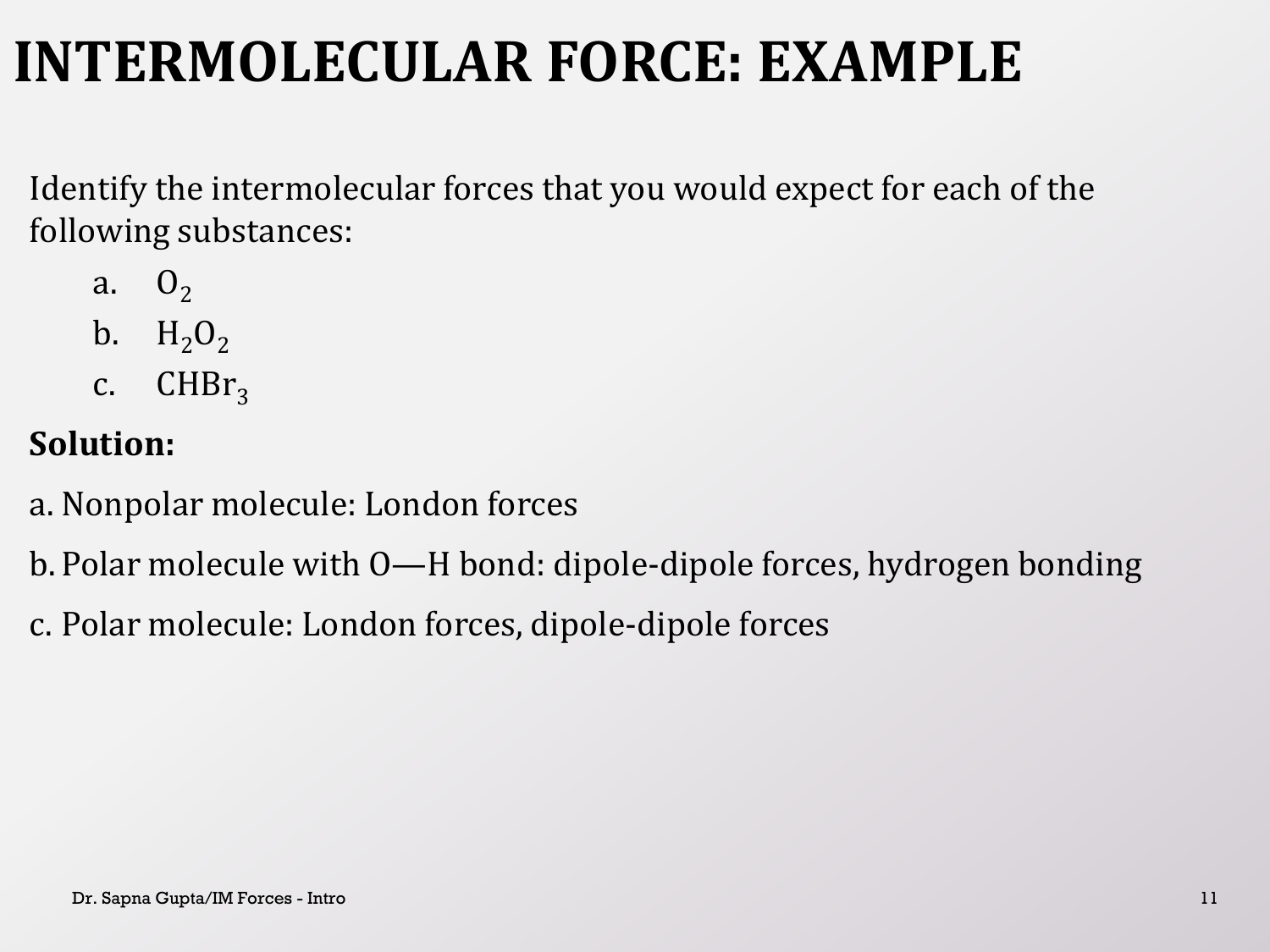# INTERMOLECULAR FORCE: EXAMPLE

Identify the intermolecular forces that you would expect for each of the following substances:

a. $O_2$

b. $H_2O_2$

c. $CHBr_3$

**Solution:**

a. Nonpolar molecule: London forces

b. Polar molecule with O—H bond: dipole-dipole forces, hydrogen bonding

c. Polar molecule: London forces, dipole-dipole forces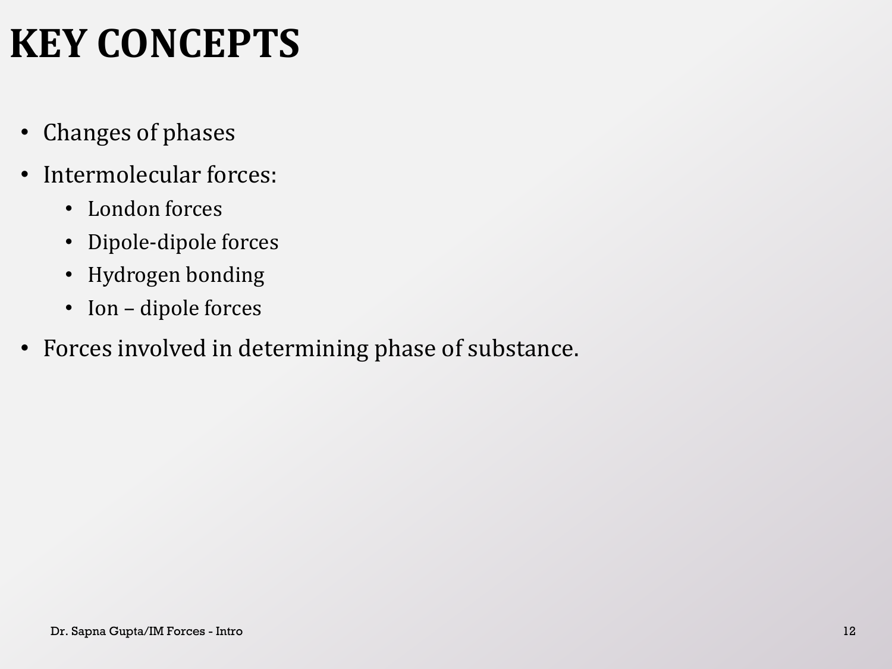# KEY CONCEPTS

- Changes of phases
- Intermolecular forces:
  - London forces
  - Dipole-dipole forces
  - Hydrogen bonding
  - Ion – dipole forces
- Forces involved in determining phase of substance.